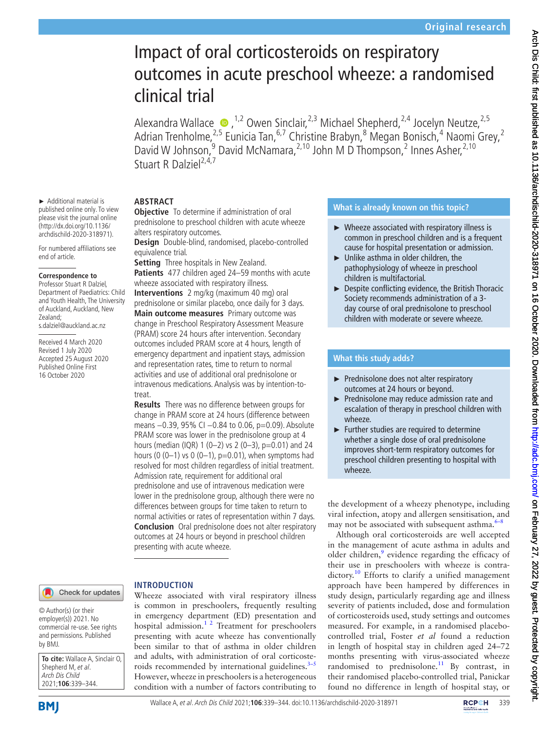Original research

# Impact of oral corticosteroids on respiratory outcomes in acute preschool wheeze: a randomised clinical trial

Alexandra Wallace,[1,2] Owen Sinclair,[2,3] Michael Shepherd,[2,4] Jocelyn Neutze,[2,5] Adrian Trenholme,[2,5] Eunicia Tan,[6,7] Christine Brabyn,[8] Megan Bonisch,[4] Naomi Grey,[2] David W Johnson,[9] David McNamara,[2,10] John M D Thompson,[2] Innes Asher,[2,10] Stuart R Dalziel[2,4,7]

► Additional material is published online only. To view please visit the journal online (http://dx.doi.org/10.1136/archdischild-2020-318971).

For numbered affiliations see end of article.

**Correspondence to**
Professor Stuart R Dalziel, Department of Paediatrics: Child and Youth Health, The University of Auckland, Auckland, New Zealand; s.dalziel@auckland.ac.nz

Received 4 March 2020
Revised 1 July 2020
Accepted 25 August 2020
Published Online First 16 October 2020

## ABSTRACT

**Objective** To determine if administration of oral prednisolone to preschool children with acute wheeze alters respiratory outcomes.

**Design** Double-blind, randomised, placebo-controlled equivalence trial.

**Setting** Three hospitals in New Zealand.

**Patients** 477 children aged 24–59 months with acute wheeze associated with respiratory illness.

**Interventions** 2 mg/kg (maximum 40 mg) oral prednisolone or similar placebo, once daily for 3 days.

**Main outcome measures** Primary outcome was change in Preschool Respiratory Assessment Measure (PRAM) score 24 hours after intervention. Secondary outcomes included PRAM score at 4 hours, length of emergency department and inpatient stays, admission and representation rates, time to return to normal activities and use of additional oral prednisolone or intravenous medications. Analysis was by intention-to-treat.

**Results** There was no difference between groups for change in PRAM score at 24 hours (difference between means −0.39, 95% CI −0.84 to 0.06, p=0.09). Absolute PRAM score was lower in the prednisolone group at 4 hours (median (IQR) 1 (0–2) vs 2 (0–3), p=0.01) and 24 hours (0 (0–1) vs 0 (0–1), p=0.01), when symptoms had resolved for most children regardless of initial treatment. Admission rate, requirement for additional oral prednisolone and use of intravenous medication were lower in the prednisolone group, although there were no differences between groups for time taken to return to normal activities or rates of representation within 7 days.

**Conclusion** Oral prednisolone does not alter respiratory outcomes at 24 hours or beyond in preschool children presenting with acute wheeze.

### What is already known on this topic?

- ► Wheeze associated with respiratory illness is common in preschool children and is a frequent cause for hospital presentation or admission.
- ► Unlike asthma in older children, the pathophysiology of wheeze in preschool children is multifactorial.
- ► Despite conflicting evidence, the British Thoracic Society recommends administration of a 3-day course of oral prednisolone to preschool children with moderate or severe wheeze.

### What this study adds?

- ► Prednisolone does not alter respiratory outcomes at 24 hours or beyond.
- ► Prednisolone may reduce admission rate and escalation of therapy in preschool children with wheeze.
- ► Further studies are required to determine whether a single dose of oral prednisolone improves short-term respiratory outcomes for preschool children presenting to hospital with wheeze.

## INTRODUCTION

Wheeze associated with viral respiratory illness is common in preschoolers, frequently resulting in emergency department (ED) presentation and hospital admission.[1 2] Treatment for preschoolers presenting with acute wheeze has conventionally been similar to that of asthma in older children and adults, with administration of oral corticosteroids recommended by international guidelines.[3–5] However, wheeze in preschoolers is a heterogeneous condition with a number of factors contributing to the development of a wheezy phenotype, including viral infection, atopy and allergen sensitisation, and may not be associated with subsequent asthma.[6–8]

Although oral corticosteroids are well accepted in the management of acute asthma in adults and older children,[9] evidence regarding the efficacy of their use in preschoolers with wheeze is contradictory.[10] Efforts to clarify a unified management approach have been hampered by differences in study design, particularly regarding age and illness severity of patients included, dose and formulation of corticosteroids used, study settings and outcomes measured. For example, in a randomised placebo-controlled trial, Foster *et al* found a reduction in length of hospital stay in children aged 24–72 months presenting with virus-associated wheeze randomised to prednisolone.[11] By contrast, in their randomised placebo-controlled trial, Panickar found no difference in length of hospital stay, or

© Author(s) (or their employer(s)) 2021. No commercial re-use. See rights and permissions. Published by BMJ.

**To cite:** Wallace A, Sinclair O, Shepherd M, *et al*. *Arch Dis Child* 2021;**106**:339–344.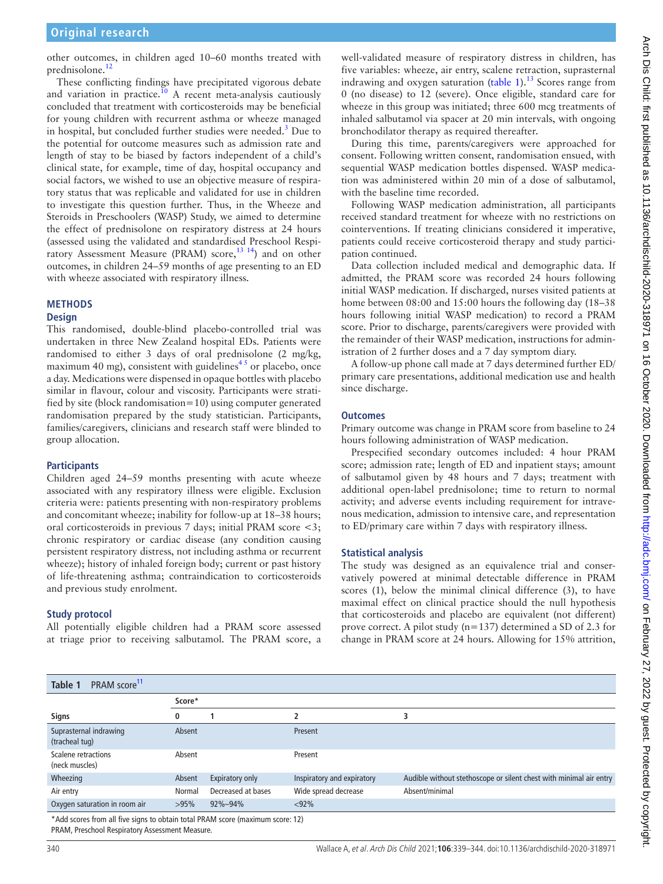other outcomes, in children aged 10–60 months treated with prednisolone.[12]

These conflicting findings have precipitated vigorous debate and variation in practice.[10] A recent meta-analysis cautiously concluded that treatment with corticosteroids may be beneficial for young children with recurrent asthma or wheeze managed in hospital, but concluded further studies were needed.[3] Due to the potential for outcome measures such as admission rate and length of stay to be biased by factors independent of a child's clinical state, for example, time of day, hospital occupancy and social factors, we wished to use an objective measure of respiratory status that was replicable and validated for use in children to investigate this question further. Thus, in the Wheeze and Steroids in Preschoolers (WASP) Study, we aimed to determine the effect of prednisolone on respiratory distress at 24 hours (assessed using the validated and standardised Preschool Respiratory Assessment Measure (PRAM) score,[13 14]) and on other outcomes, in children 24–59 months of age presenting to an ED with wheeze associated with respiratory illness.

## METHODS

### Design

This randomised, double-blind placebo-controlled trial was undertaken in three New Zealand hospital EDs. Patients were randomised to either 3 days of oral prednisolone (2 mg/kg, maximum 40 mg), consistent with guidelines[4 5] or placebo, once a day. Medications were dispensed in opaque bottles with placebo similar in flavour, colour and viscosity. Participants were stratified by site (block randomisation=10) using computer generated randomisation prepared by the study statistician. Participants, families/caregivers, clinicians and research staff were blinded to group allocation.

### Participants

Children aged 24–59 months presenting with acute wheeze associated with any respiratory illness were eligible. Exclusion criteria were: patients presenting with non-respiratory problems and concomitant wheeze; inability for follow-up at 18–38 hours; oral corticosteroids in previous 7 days; initial PRAM score <3; chronic respiratory or cardiac disease (any condition causing persistent respiratory distress, not including asthma or recurrent wheeze); history of inhaled foreign body; current or past history of life-threatening asthma; contraindication to corticosteroids and previous study enrolment.

### Study protocol

All potentially eligible children had a PRAM score assessed at triage prior to receiving salbutamol. The PRAM score, a well-validated measure of respiratory distress in children, has five variables: wheeze, air entry, scalene retraction, suprasternal indrawing and oxygen saturation (table 1).[13] Scores range from 0 (no disease) to 12 (severe). Once eligible, standard care for wheeze in this group was initiated; three 600 mcg treatments of inhaled salbutamol via spacer at 20 min intervals, with ongoing bronchodilator therapy as required thereafter.

During this time, parents/caregivers were approached for consent. Following written consent, randomisation ensued, with sequential WASP medication bottles dispensed. WASP medication was administered within 20 min of a dose of salbutamol, with the baseline time recorded.

Following WASP medication administration, all participants received standard treatment for wheeze with no restrictions on cointerventions. If treating clinicians considered it imperative, patients could receive corticosteroid therapy and study participation continued.

Data collection included medical and demographic data. If admitted, the PRAM score was recorded 24 hours following initial WASP medication. If discharged, nurses visited patients at home between 08:00 and 15:00 hours the following day (18–38 hours following initial WASP medication) to record a PRAM score. Prior to discharge, parents/caregivers were provided with the remainder of their WASP medication, instructions for administration of 2 further doses and a 7 day symptom diary.

A follow-up phone call made at 7 days determined further ED/primary care presentations, additional medication use and health since discharge.

### Outcomes

Primary outcome was change in PRAM score from baseline to 24 hours following administration of WASP medication.

Prespecified secondary outcomes included: 4 hour PRAM score; admission rate; length of ED and inpatient stays; amount of salbutamol given by 48 hours and 7 days; treatment with additional open-label prednisolone; time to return to normal activity; and adverse events including requirement for intravenous medication, admission to intensive care, and representation to ED/primary care within 7 days with respiratory illness.

### Statistical analysis

The study was designed as an equivalence trial and conservatively powered at minimal detectable difference in PRAM scores (1), below the minimal clinical difference (3), to have maximal effect on clinical practice should the null hypothesis that corticosteroids and placebo are equivalent (not different) prove correct. A pilot study (n=137) determined a SD of 2.3 for change in PRAM score at 24 hours. Allowing for 15% attrition,

**Table 1** PRAM score[11]

| | Score* | | | |
|---|---|---|---|---|
| **Signs** | **0** | **1** | **2** | **3** |
| Suprasternal indrawing (tracheal tug) | Absent | | Present | |
| Scalene retractions (neck muscles) | Absent | | Present | |
| Wheezing | Absent | Expiratory only | Inspiratory and expiratory | Audible without stethoscope or silent chest with minimal air entry |
| Air entry | Normal | Decreased at bases | Wide spread decrease | Absent/minimal |
| Oxygen saturation in room air | >95% | 92%–94% | <92% | |

*Add scores from all five signs to obtain total PRAM score (maximum score: 12)
PRAM, Preschool Respiratory Assessment Measure.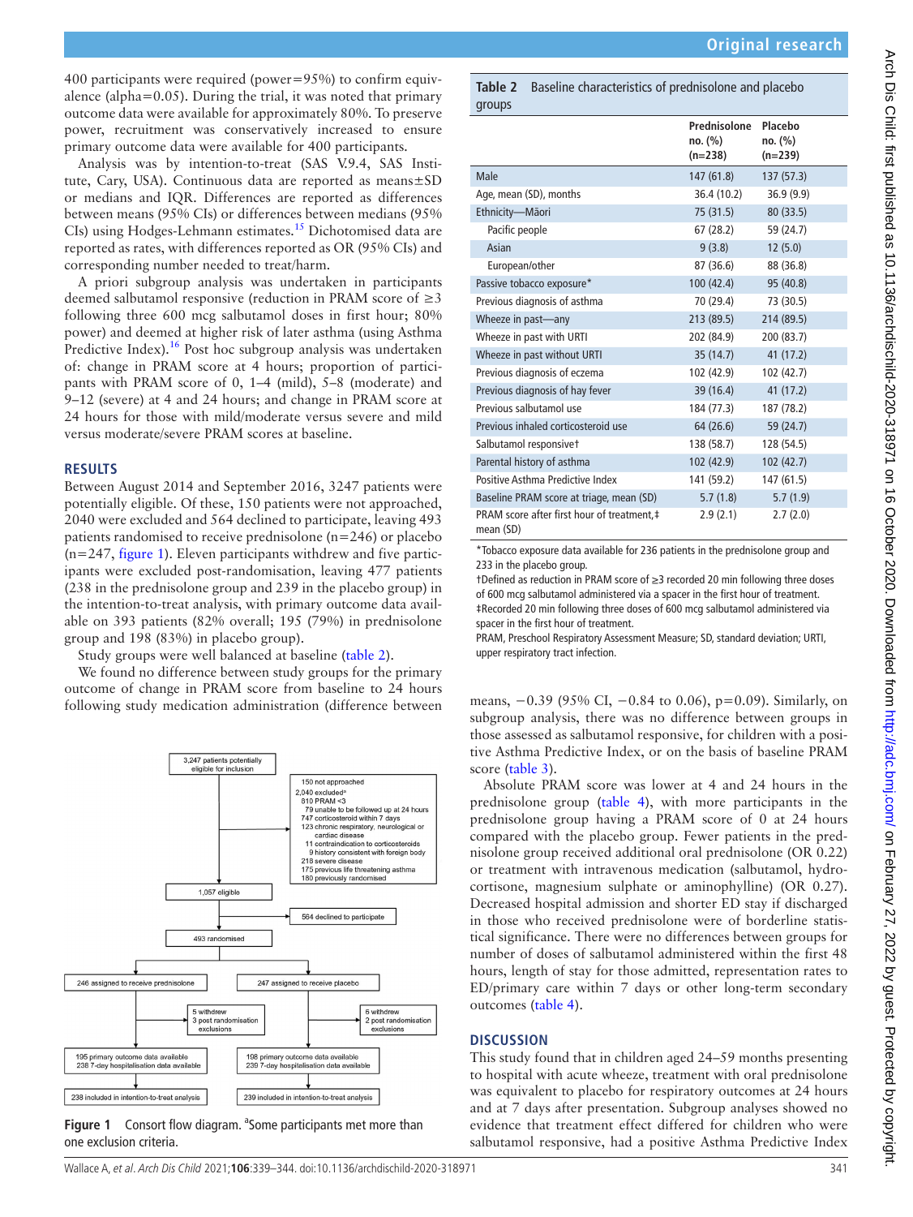400 participants were required (power=95%) to confirm equivalence (alpha=0.05). During the trial, it was noted that primary outcome data were available for approximately 80%. To preserve power, recruitment was conservatively increased to ensure primary outcome data were available for 400 participants.

Analysis was by intention-to-treat (SAS V.9.4, SAS Institute, Cary, USA). Continuous data are reported as means±SD or medians and IQR. Differences are reported as differences between means (95% CIs) or differences between medians (95% CIs) using Hodges-Lehmann estimates.[15] Dichotomised data are reported as rates, with differences reported as OR (95% CIs) and corresponding number needed to treat/harm.

A priori subgroup analysis was undertaken in participants deemed salbutamol responsive (reduction in PRAM score of ≥3 following three 600 mcg salbutamol doses in first hour; 80% power) and deemed at higher risk of later asthma (using Asthma Predictive Index).[16] Post hoc subgroup analysis was undertaken of: change in PRAM score at 4 hours; proportion of participants with PRAM score of 0, 1–4 (mild), 5–8 (moderate) and 9–12 (severe) at 4 and 24 hours; and change in PRAM score at 24 hours for those with mild/moderate versus severe and mild versus moderate/severe PRAM scores at baseline.

## RESULTS

Between August 2014 and September 2016, 3247 patients were potentially eligible. Of these, 150 patients were not approached, 2040 were excluded and 564 declined to participate, leaving 493 patients randomised to receive prednisolone (n=246) or placebo (n=247, figure 1). Eleven participants withdrew and five participants were excluded post-randomisation, leaving 477 patients (238 in the prednisolone group and 239 in the placebo group) in the intention-to-treat analysis, with primary outcome data available on 393 patients (82% overall; 195 (79%) in prednisolone group and 198 (83%) in placebo group).

Study groups were well balanced at baseline (table 2).

We found no difference between study groups for the primary outcome of change in PRAM score from baseline to 24 hours following study medication administration (difference between means, −0.39 (95% CI, −0.84 to 0.06), p=0.09). Similarly, on subgroup analysis, there was no difference between groups in those assessed as salbutamol responsive, for children with a positive Asthma Predictive Index, or on the basis of baseline PRAM score (table 3).

Absolute PRAM score was lower at 4 and 24 hours in the prednisolone group (table 4), with more participants in the prednisolone group having a PRAM score of 0 at 24 hours compared with the placebo group. Fewer patients in the prednisolone group received additional oral prednisolone (OR 0.22) or treatment with intravenous medication (salbutamol, hydrocortisone, magnesium sulphate or aminophylline) (OR 0.27). Decreased hospital admission and shorter ED stay if discharged in those who received prednisolone were of borderline statistical significance. There were no differences between groups for number of doses of salbutamol administered within the first 48 hours, length of stay for those admitted, representation rates to ED/primary care within 7 days or other long-term secondary outcomes (table 4).

## DISCUSSION

This study found that in children aged 24–59 months presenting to hospital with acute wheeze, treatment with oral prednisolone was equivalent to placebo for respiratory outcomes at 24 hours and at 7 days after presentation. Subgroup analyses showed no evidence that treatment effect differed for children who were salbutamol responsive, had a positive Asthma Predictive Index

**Table 2** Baseline characteristics of prednisolone and placebo groups

| | Prednisolone no. (%) (n=238) | Placebo no. (%) (n=239) |
|---|---|---|
| Male | 147 (61.8) | 137 (57.3) |
| Age, mean (SD), months | 36.4 (10.2) | 36.9 (9.9) |
| Ethnicity—Māori | 75 (31.5) | 80 (33.5) |
| Pacific people | 67 (28.2) | 59 (24.7) |
| Asian | 9 (3.8) | 12 (5.0) |
| European/other | 87 (36.6) | 88 (36.8) |
| Passive tobacco exposure* | 100 (42.4) | 95 (40.8) |
| Previous diagnosis of asthma | 70 (29.4) | 73 (30.5) |
| Wheeze in past—any | 213 (89.5) | 214 (89.5) |
| Wheeze in past with URTI | 202 (84.9) | 200 (83.7) |
| Wheeze in past without URTI | 35 (14.7) | 41 (17.2) |
| Previous diagnosis of eczema | 102 (42.9) | 102 (42.7) |
| Previous diagnosis of hay fever | 39 (16.4) | 41 (17.2) |
| Previous salbutamol use | 184 (77.3) | 187 (78.2) |
| Previous inhaled corticosteroid use | 64 (26.6) | 59 (24.7) |
| Salbutamol responsive† | 138 (58.7) | 128 (54.5) |
| Parental history of asthma | 102 (42.9) | 102 (42.7) |
| Positive Asthma Predictive Index | 141 (59.2) | 147 (61.5) |
| Baseline PRAM score at triage, mean (SD) | 5.7 (1.8) | 5.7 (1.9) |
| PRAM score after first hour of treatment,‡ mean (SD) | 2.9 (2.1) | 2.7 (2.0) |

*Tobacco exposure data available for 236 patients in the prednisolone group and 233 in the placebo group.
†Defined as reduction in PRAM score of ≥3 recorded 20 min following three doses of 600 mcg salbutamol administered via a spacer in the first hour of treatment.
‡Recorded 20 min following three doses of 600 mcg salbutamol administered via spacer in the first hour of treatment.
PRAM, Preschool Respiratory Assessment Measure; SD, standard deviation; URTI, upper respiratory tract infection.

```
3,247 patients potentially eligible for inclusion
    -> 150 not approached
       2,040 excluded[a]
         810 PRAM <3
         79 unable to be followed up at 24 hours
         747 corticosteroid within 7 days
         123 chronic respiratory, neurological or cardiac disease
         11 contraindication to corticosteroids
         9 history consistent with foreign body
         218 severe disease
         175 previous life threatening asthma
         180 previously randomised
1,057 eligible
    -> 564 declined to participate
493 randomised
246 assigned to receive prednisolone        247 assigned to receive placebo
  -> 5 withdrew                               -> 6 withdrew
     3 post randomisation exclusions             2 post randomisation exclusions
195 primary outcome data available          198 primary outcome data available
238 7-day hospitalisation data available    239 7-day hospitalisation data available
238 included in intention-to-treat analysis 239 included in intention-to-treat analysis
```

**Figure 1** Consort flow diagram. [a]Some participants met more than one exclusion criteria.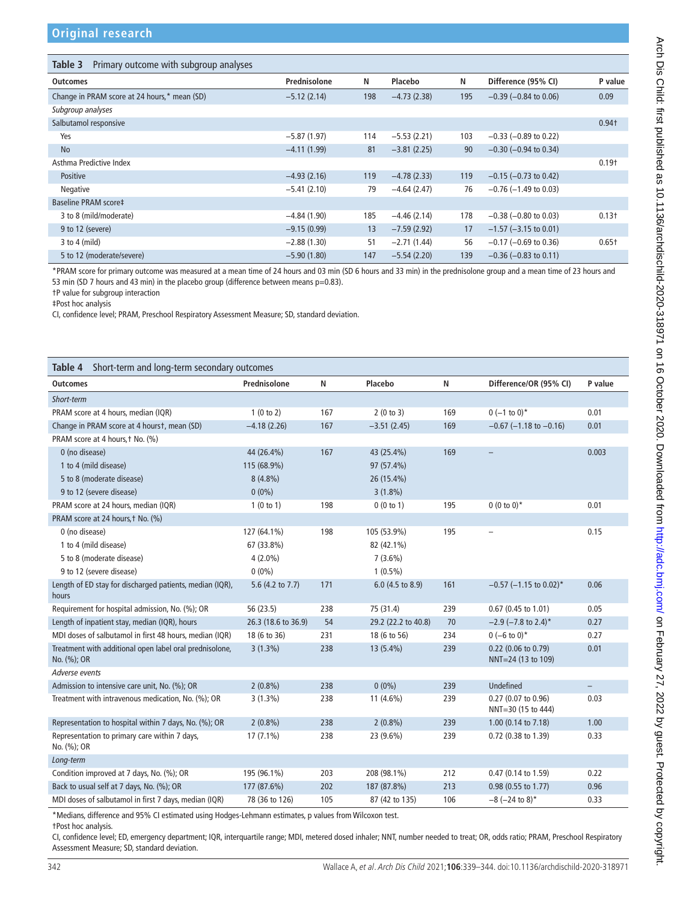**Table 3** Primary outcome with subgroup analyses

| Outcomes | Prednisolone | N | Placebo | N | Difference (95% CI) | P value |
|---|---|---|---|---|---|---|
| Change in PRAM score at 24 hours,* mean (SD) | −5.12 (2.14) | 198 | −4.73 (2.38) | 195 | −0.39 (−0.84 to 0.06) | 0.09 |
| *Subgroup analyses* | | | | | | |
| Salbutamol responsive | | | | | | 0.94† |
| Yes | −5.87 (1.97) | 114 | −5.53 (2.21) | 103 | −0.33 (−0.89 to 0.22) | |
| No | −4.11 (1.99) | 81 | −3.81 (2.25) | 90 | −0.30 (−0.94 to 0.34) | |
| Asthma Predictive Index | | | | | | 0.19† |
| Positive | −4.93 (2.16) | 119 | −4.78 (2.33) | 119 | −0.15 (−0.73 to 0.42) | |
| Negative | −5.41 (2.10) | 79 | −4.64 (2.47) | 76 | −0.76 (−1.49 to 0.03) | |
| Baseline PRAM score‡ | | | | | | |
| 3 to 8 (mild/moderate) | −4.84 (1.90) | 185 | −4.46 (2.14) | 178 | −0.38 (−0.80 to 0.03) | 0.13† |
| 9 to 12 (severe) | −9.15 (0.99) | 13 | −7.59 (2.92) | 17 | −1.57 (−3.15 to 0.01) | |
| 3 to 4 (mild) | −2.88 (1.30) | 51 | −2.71 (1.44) | 56 | −0.17 (−0.69 to 0.36) | 0.65† |
| 5 to 12 (moderate/severe) | −5.90 (1.80) | 147 | −5.54 (2.20) | 139 | −0.36 (−0.83 to 0.11) | |

*PRAM score for primary outcome was measured at a mean time of 24 hours and 03 min (SD 6 hours and 33 min) in the prednisolone group and a mean time of 23 hours and 53 min (SD 7 hours and 43 min) in the placebo group (difference between means p=0.83).
†P value for subgroup interaction
‡Post hoc analysis
CI, confidence level; PRAM, Preschool Respiratory Assessment Measure; SD, standard deviation.

**Table 4** Short-term and long-term secondary outcomes

| Outcomes | Prednisolone | N | Placebo | N | Difference/OR (95% CI) | P value |
|---|---|---|---|---|---|---|
| *Short-term* | | | | | | |
| PRAM score at 4 hours, median (IQR) | 1 (0 to 2) | 167 | 2 (0 to 3) | 169 | 0 (−1 to 0)* | 0.01 |
| Change in PRAM score at 4 hours†, mean (SD) | −4.18 (2.26) | 167 | −3.51 (2.45) | 169 | −0.67 (−1.18 to −0.16) | 0.01 |
| PRAM score at 4 hours,† No. (%) | | | | | | |
| 0 (no disease) | 44 (26.4%) | 167 | 43 (25.4%) | 169 | – | 0.003 |
| 1 to 4 (mild disease) | 115 (68.9%) | | 97 (57.4%) | | | |
| 5 to 8 (moderate disease) | 8 (4.8%) | | 26 (15.4%) | | | |
| 9 to 12 (severe disease) | 0 (0%) | | 3 (1.8%) | | | |
| PRAM score at 24 hours, median (IQR) | 1 (0 to 1) | 198 | 0 (0 to 1) | 195 | 0 (0 to 0)* | 0.01 |
| PRAM score at 24 hours,† No. (%) | | | | | | |
| 0 (no disease) | 127 (64.1%) | 198 | 105 (53.9%) | 195 | – | 0.15 |
| 1 to 4 (mild disease) | 67 (33.8%) | | 82 (42.1%) | | | |
| 5 to 8 (moderate disease) | 4 (2.0%) | | 7 (3.6%) | | | |
| 9 to 12 (severe disease) | 0 (0%) | | 1 (0.5%) | | | |
| Length of ED stay for discharged patients, median (IQR), hours | 5.6 (4.2 to 7.7) | 171 | 6.0 (4.5 to 8.9) | 161 | −0.57 (−1.15 to 0.02)* | 0.06 |
| Requirement for hospital admission, No. (%); OR | 56 (23.5) | 238 | 75 (31.4) | 239 | 0.67 (0.45 to 1.01) | 0.05 |
| Length of inpatient stay, median (IQR), hours | 26.3 (18.6 to 36.9) | 54 | 29.2 (22.2 to 40.8) | 70 | −2.9 (−7.8 to 2.4)* | 0.27 |
| MDI doses of salbutamol in first 48 hours, median (IQR) | 18 (6 to 36) | 231 | 18 (6 to 56) | 234 | 0 (−6 to 0)* | 0.27 |
| Treatment with additional open label oral prednisolone, No. (%); OR | 3 (1.3%) | 238 | 13 (5.4%) | 239 | 0.22 (0.06 to 0.79) NNT=24 (13 to 109) | 0.01 |
| *Adverse events* | | | | | | |
| Admission to intensive care unit, No. (%); OR | 2 (0.8%) | 238 | 0 (0%) | 239 | Undefined | – |
| Treatment with intravenous medication, No. (%); OR | 3 (1.3%) | 238 | 11 (4.6%) | 239 | 0.27 (0.07 to 0.96) NNT=30 (15 to 444) | 0.03 |
| Representation to hospital within 7 days, No. (%); OR | 2 (0.8%) | 238 | 2 (0.8%) | 239 | 1.00 (0.14 to 7.18) | 1.00 |
| Representation to primary care within 7 days, No. (%); OR | 17 (7.1%) | 238 | 23 (9.6%) | 239 | 0.72 (0.38 to 1.39) | 0.33 |
| *Long-term* | | | | | | |
| Condition improved at 7 days, No. (%); OR | 195 (96.1%) | 203 | 208 (98.1%) | 212 | 0.47 (0.14 to 1.59) | 0.22 |
| Back to usual self at 7 days, No. (%); OR | 177 (87.6%) | 202 | 187 (87.8%) | 213 | 0.98 (0.55 to 1.77) | 0.96 |
| MDI doses of salbutamol in first 7 days, median (IQR) | 78 (36 to 126) | 105 | 87 (42 to 135) | 106 | −8 (−24 to 8)* | 0.33 |

*Medians, difference and 95% CI estimated using Hodges-Lehmann estimates, p values from Wilcoxon test.
†Post hoc analysis.
CI, confidence level; ED, emergency department; IQR, interquartile range; MDI, metered dosed inhaler; NNT, number needed to treat; OR, odds ratio; PRAM, Preschool Respiratory Assessment Measure; SD, standard deviation.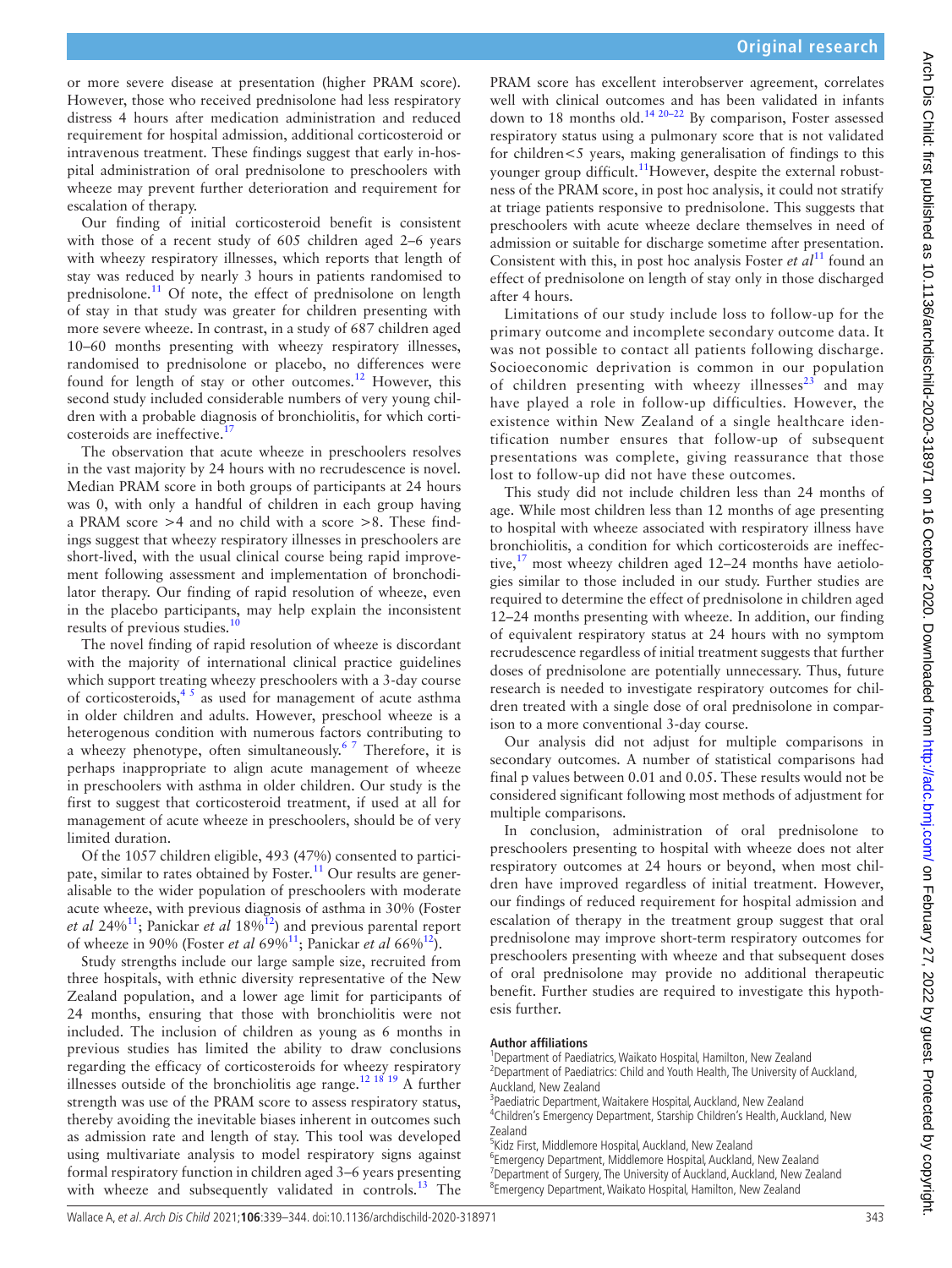or more severe disease at presentation (higher PRAM score). However, those who received prednisolone had less respiratory distress 4 hours after medication administration and reduced requirement for hospital admission, additional corticosteroid or intravenous treatment. These findings suggest that early in-hospital administration of oral prednisolone to preschoolers with wheeze may prevent further deterioration and requirement for escalation of therapy.

Our finding of initial corticosteroid benefit is consistent with those of a recent study of 605 children aged 2–6 years with wheezy respiratory illnesses, which reports that length of stay was reduced by nearly 3 hours in patients randomised to prednisolone.[11] Of note, the effect of prednisolone on length of stay in that study was greater for children presenting with more severe wheeze. In contrast, in a study of 687 children aged 10–60 months presenting with wheezy respiratory illnesses, randomised to prednisolone or placebo, no differences were found for length of stay or other outcomes.[12] However, this second study included considerable numbers of very young children with a probable diagnosis of bronchiolitis, for which corticosteroids are ineffective.[17]

The observation that acute wheeze in preschoolers resolves in the vast majority by 24 hours with no recrudescence is novel. Median PRAM score in both groups of participants at 24 hours was 0, with only a handful of children in each group having a PRAM score >4 and no child with a score >8. These findings suggest that wheezy respiratory illnesses in preschoolers are short-lived, with the usual clinical course being rapid improvement following assessment and implementation of bronchodilator therapy. Our finding of rapid resolution of wheeze, even in the placebo participants, may help explain the inconsistent results of previous studies.[10]

The novel finding of rapid resolution of wheeze is discordant with the majority of international clinical practice guidelines which support treating wheezy preschoolers with a 3-day course of corticosteroids,[4 5] as used for management of acute asthma in older children and adults. However, preschool wheeze is a heterogenous condition with numerous factors contributing to a wheezy phenotype, often simultaneously.[6 7] Therefore, it is perhaps inappropriate to align acute management of wheeze in preschoolers with asthma in older children. Our study is the first to suggest that corticosteroid treatment, if used at all for management of acute wheeze in preschoolers, should be of very limited duration.

Of the 1057 children eligible, 493 (47%) consented to participate, similar to rates obtained by Foster.[11] Our results are generalisable to the wider population of preschoolers with moderate acute wheeze, with previous diagnosis of asthma in 30% (Foster *et al* 24%[11]; Panickar *et al* 18%[12]) and previous parental report of wheeze in 90% (Foster *et al* 69%[11]; Panickar *et al* 66%[12]).

Study strengths include our large sample size, recruited from three hospitals, with ethnic diversity representative of the New Zealand population, and a lower age limit for participants of 24 months, ensuring that those with bronchiolitis were not included. The inclusion of children as young as 6 months in previous studies has limited the ability to draw conclusions regarding the efficacy of corticosteroids for wheezy respiratory illnesses outside of the bronchiolitis age range.[12 18 19] A further strength was use of the PRAM score to assess respiratory status, thereby avoiding the inevitable biases inherent in outcomes such as admission rate and length of stay. This tool was developed using multivariate analysis to model respiratory signs against formal respiratory function in children aged 3–6 years presenting with wheeze and subsequently validated in controls.[13] The PRAM score has excellent interobserver agreement, correlates well with clinical outcomes and has been validated in infants down to 18 months old.[14 20–22] By comparison, Foster assessed respiratory status using a pulmonary score that is not validated for children<5 years, making generalisation of findings to this younger group difficult.[11] However, despite the external robustness of the PRAM score, in post hoc analysis, it could not stratify at triage patients responsive to prednisolone. This suggests that preschoolers with acute wheeze declare themselves in need of admission or suitable for discharge sometime after presentation. Consistent with this, in post hoc analysis Foster *et al*[11] found an effect of prednisolone on length of stay only in those discharged after 4 hours.

Limitations of our study include loss to follow-up for the primary outcome and incomplete secondary outcome data. It was not possible to contact all patients following discharge. Socioeconomic deprivation is common in our population of children presenting with wheezy illnesses[23] and may have played a role in follow-up difficulties. However, the existence within New Zealand of a single healthcare identification number ensures that follow-up of subsequent presentations was complete, giving reassurance that those lost to follow-up did not have these outcomes.

This study did not include children less than 24 months of age. While most children less than 12 months of age presenting to hospital with wheeze associated with respiratory illness have bronchiolitis, a condition for which corticosteroids are ineffective,[17] most wheezy children aged 12–24 months have aetiologies similar to those included in our study. Further studies are required to determine the effect of prednisolone in children aged 12–24 months presenting with wheeze. In addition, our finding of equivalent respiratory status at 24 hours with no symptom recrudescence regardless of initial treatment suggests that further doses of prednisolone are potentially unnecessary. Thus, future research is needed to investigate respiratory outcomes for children treated with a single dose of oral prednisolone in comparison to a more conventional 3-day course.

Our analysis did not adjust for multiple comparisons in secondary outcomes. A number of statistical comparisons had final p values between 0.01 and 0.05. These results would not be considered significant following most methods of adjustment for multiple comparisons.

In conclusion, administration of oral prednisolone to preschoolers presenting to hospital with wheeze does not alter respiratory outcomes at 24 hours or beyond, when most children have improved regardless of initial treatment. However, our findings of reduced requirement for hospital admission and escalation of therapy in the treatment group suggest that oral prednisolone may improve short-term respiratory outcomes for preschoolers presenting with wheeze and that subsequent doses of oral prednisolone may provide no additional therapeutic benefit. Further studies are required to investigate this hypothesis further.

**Author affiliations**

[1]Department of Paediatrics, Waikato Hospital, Hamilton, New Zealand
[2]Department of Paediatrics: Child and Youth Health, The University of Auckland, Auckland, New Zealand
[3]Paediatric Department, Waitakere Hospital, Auckland, New Zealand
[4]Children's Emergency Department, Starship Children's Health, Auckland, New Zealand
[5]Kidz First, Middlemore Hospital, Auckland, New Zealand
[6]Emergency Department, Middlemore Hospital, Auckland, New Zealand
[7]Department of Surgery, The University of Auckland, Auckland, New Zealand
[8]Emergency Department, Waikato Hospital, Hamilton, New Zealand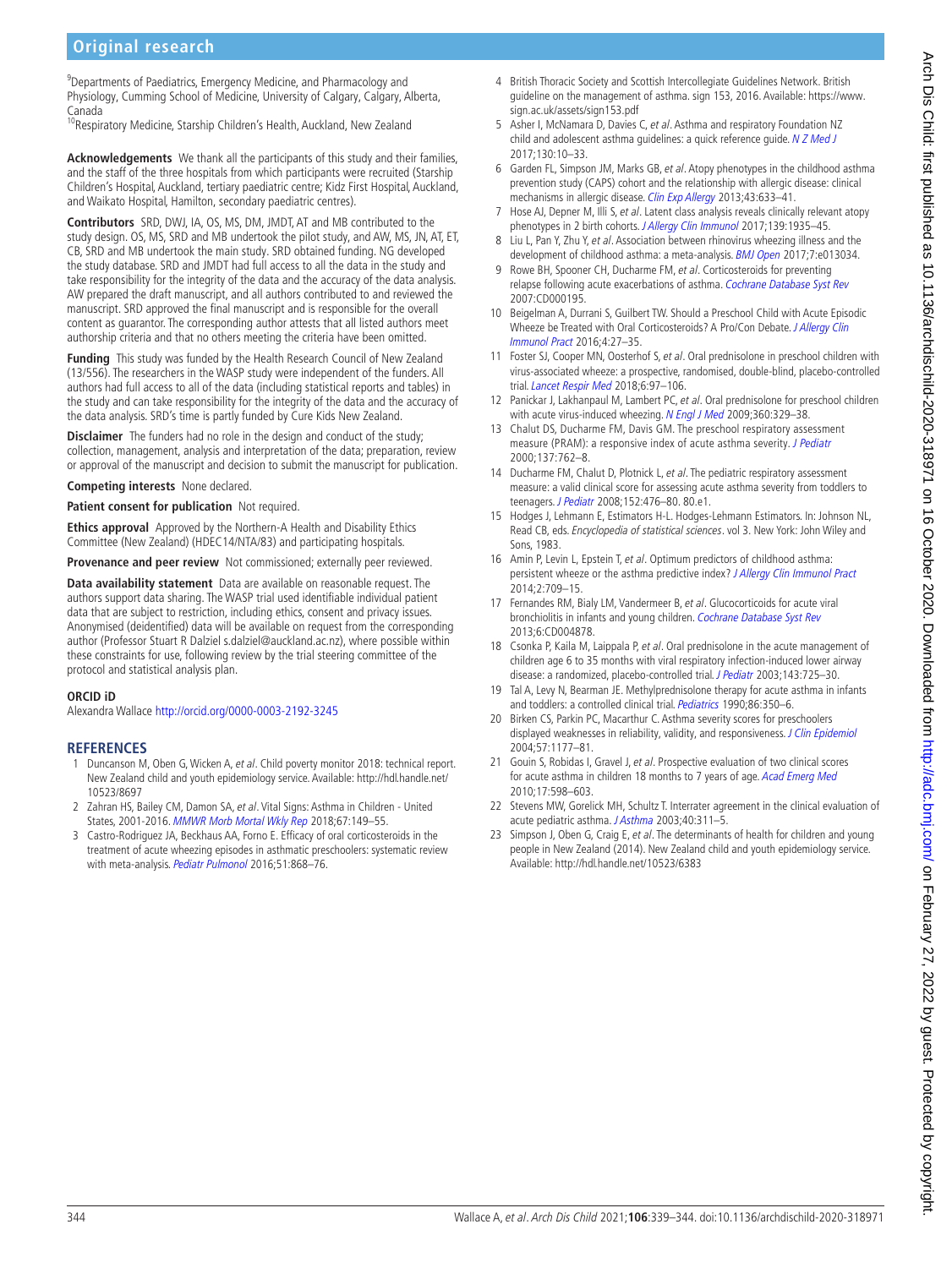[9]Departments of Paediatrics, Emergency Medicine, and Pharmacology and Physiology, Cumming School of Medicine, University of Calgary, Calgary, Alberta, Canada
[10]Respiratory Medicine, Starship Children's Health, Auckland, New Zealand

**Acknowledgements** We thank all the participants of this study and their families, and the staff of the three hospitals from which participants were recruited (Starship Children's Hospital, Auckland, tertiary paediatric centre; Kidz First Hospital, Auckland, and Waikato Hospital, Hamilton, secondary paediatric centres).

**Contributors** SRD, DWJ, IA, OS, MS, DM, JMDT, AT and MB contributed to the study design. OS, MS, SRD and MB undertook the pilot study, and AW, MS, JN, AT, ET, CB, SRD and MB undertook the main study. SRD obtained funding. NG developed the study database. SRD and JMDT had full access to all the data in the study and take responsibility for the integrity of the data and the accuracy of the data analysis. AW prepared the draft manuscript, and all authors contributed to and reviewed the manuscript. SRD approved the final manuscript and is responsible for the overall content as guarantor. The corresponding author attests that all listed authors meet authorship criteria and that no others meeting the criteria have been omitted.

**Funding** This study was funded by the Health Research Council of New Zealand (13/556). The researchers in the WASP study were independent of the funders. All authors had full access to all of the data (including statistical reports and tables) in the study and can take responsibility for the integrity of the data and the accuracy of the data analysis. SRD's time is partly funded by Cure Kids New Zealand.

**Disclaimer** The funders had no role in the design and conduct of the study; collection, management, analysis and interpretation of the data; preparation, review or approval of the manuscript and decision to submit the manuscript for publication.

**Competing interests** None declared.

**Patient consent for publication** Not required.

**Ethics approval** Approved by the Northern-A Health and Disability Ethics Committee (New Zealand) (HDEC14/NTA/83) and participating hospitals.

**Provenance and peer review** Not commissioned; externally peer reviewed.

**Data availability statement** Data are available on reasonable request. The authors support data sharing. The WASP trial used identifiable individual patient data that are subject to restriction, including ethics, consent and privacy issues. Anonymised (deidentified) data will be available on request from the corresponding author (Professor Stuart R Dalziel s.dalziel@auckland.ac.nz), where possible within these constraints for use, following review by the trial steering committee of the protocol and statistical analysis plan.

**ORCID iD**

Alexandra Wallace http://orcid.org/0000-0003-2192-3245

## REFERENCES

1. Duncanson M, Oben G, Wicken A, *et al*. Child poverty monitor 2018: technical report. New Zealand child and youth epidemiology service. Available: http://hdl.handle.net/10523/8697
2. Zahran HS, Bailey CM, Damon SA, *et al*. Vital Signs: Asthma in Children - United States, 2001-2016. *MMWR Morb Mortal Wkly Rep* 2018;67:149–55.
3. Castro-Rodriguez JA, Beckhaus AA, Forno E. Efficacy of oral corticosteroids in the treatment of acute wheezing episodes in asthmatic preschoolers: systematic review with meta-analysis. *Pediatr Pulmonol* 2016;51:868–76.
4. British Thoracic Society and Scottish Intercollegiate Guidelines Network. British guideline on the management of asthma. sign 153, 2016. Available: https://www.sign.ac.uk/assets/sign153.pdf
5. Asher I, McNamara D, Davies C, *et al*. Asthma and respiratory Foundation NZ child and adolescent asthma guidelines: a quick reference guide. *N Z Med J* 2017;130:10–33.
6. Garden FL, Simpson JM, Marks GB, *et al*. Atopy phenotypes in the childhood asthma prevention study (CAPS) cohort and the relationship with allergic disease: clinical mechanisms in allergic disease. *Clin Exp Allergy* 2013;43:633–41.
7. Hose AJ, Depner M, Illi S, *et al*. Latent class analysis reveals clinically relevant atopy phenotypes in 2 birth cohorts. *J Allergy Clin Immunol* 2017;139:1935–45.
8. Liu L, Pan Y, Zhu Y, *et al*. Association between rhinovirus wheezing illness and the development of childhood asthma: a meta-analysis. *BMJ Open* 2017;7:e013034.
9. Rowe BH, Spooner CH, Ducharme FM, *et al*. Corticosteroids for preventing relapse following acute exacerbations of asthma. *Cochrane Database Syst Rev* 2007:CD000195.
10. Beigelman A, Durrani S, Guilbert TW. Should a Preschool Child with Acute Episodic Wheeze be Treated with Oral Corticosteroids? A Pro/Con Debate. *J Allergy Clin Immunol Pract* 2016;4:27–35.
11. Foster SJ, Cooper MN, Oosterhof S, *et al*. Oral prednisolone in preschool children with virus-associated wheeze: a prospective, randomised, double-blind, placebo-controlled trial. *Lancet Respir Med* 2018;6:97–106.
12. Panickar J, Lakhanpaul M, Lambert PC, *et al*. Oral prednisolone for preschool children with acute virus-induced wheezing. *N Engl J Med* 2009;360:329–38.
13. Chalut DS, Ducharme FM, Davis GM. The preschool respiratory assessment measure (PRAM): a responsive index of acute asthma severity. *J Pediatr* 2000;137:762–8.
14. Ducharme FM, Chalut D, Plotnick L, *et al*. The pediatric respiratory assessment measure: a valid clinical score for assessing acute asthma severity from toddlers to teenagers. *J Pediatr* 2008;152:476–80. 80.e1.
15. Hodges J, Lehmann E, Estimators H-L. Hodges-Lehmann Estimators. In: Johnson NL, Read CB, eds. *Encyclopedia of statistical sciences*. vol 3. New York: John Wiley and Sons, 1983.
16. Amin P, Levin L, Epstein T, *et al*. Optimum predictors of childhood asthma: persistent wheeze or the asthma predictive index? *J Allergy Clin Immunol Pract* 2014;2:709–15.
17. Fernandes RM, Bialy LM, Vandermeer B, *et al*. Glucocorticoids for acute viral bronchiolitis in infants and young children. *Cochrane Database Syst Rev* 2013;6:CD004878.
18. Csonka P, Kaila M, Laippala P, *et al*. Oral prednisolone in the acute management of children age 6 to 35 months with viral respiratory infection-induced lower airway disease: a randomized, placebo-controlled trial. *J Pediatr* 2003;143:725–30.
19. Tal A, Levy N, Bearman JE. Methylprednisolone therapy for acute asthma in infants and toddlers: a controlled clinical trial. *Pediatrics* 1990;86:350–6.
20. Birken CS, Parkin PC, Macarthur C. Asthma severity scores for preschoolers displayed weaknesses in reliability, validity, and responsiveness. *J Clin Epidemiol* 2004;57:1177–81.
21. Gouin S, Robidas I, Gravel J, *et al*. Prospective evaluation of two clinical scores for acute asthma in children 18 months to 7 years of age. *Acad Emerg Med* 2010;17:598–603.
22. Stevens MW, Gorelick MH, Schultz T. Interrater agreement in the clinical evaluation of acute pediatric asthma. *J Asthma* 2003;40:311–5.
23. Simpson J, Oben G, Craig E, *et al*. The determinants of health for children and young people in New Zealand (2014). New Zealand child and youth epidemiology service. Available: http://hdl.handle.net/10523/6383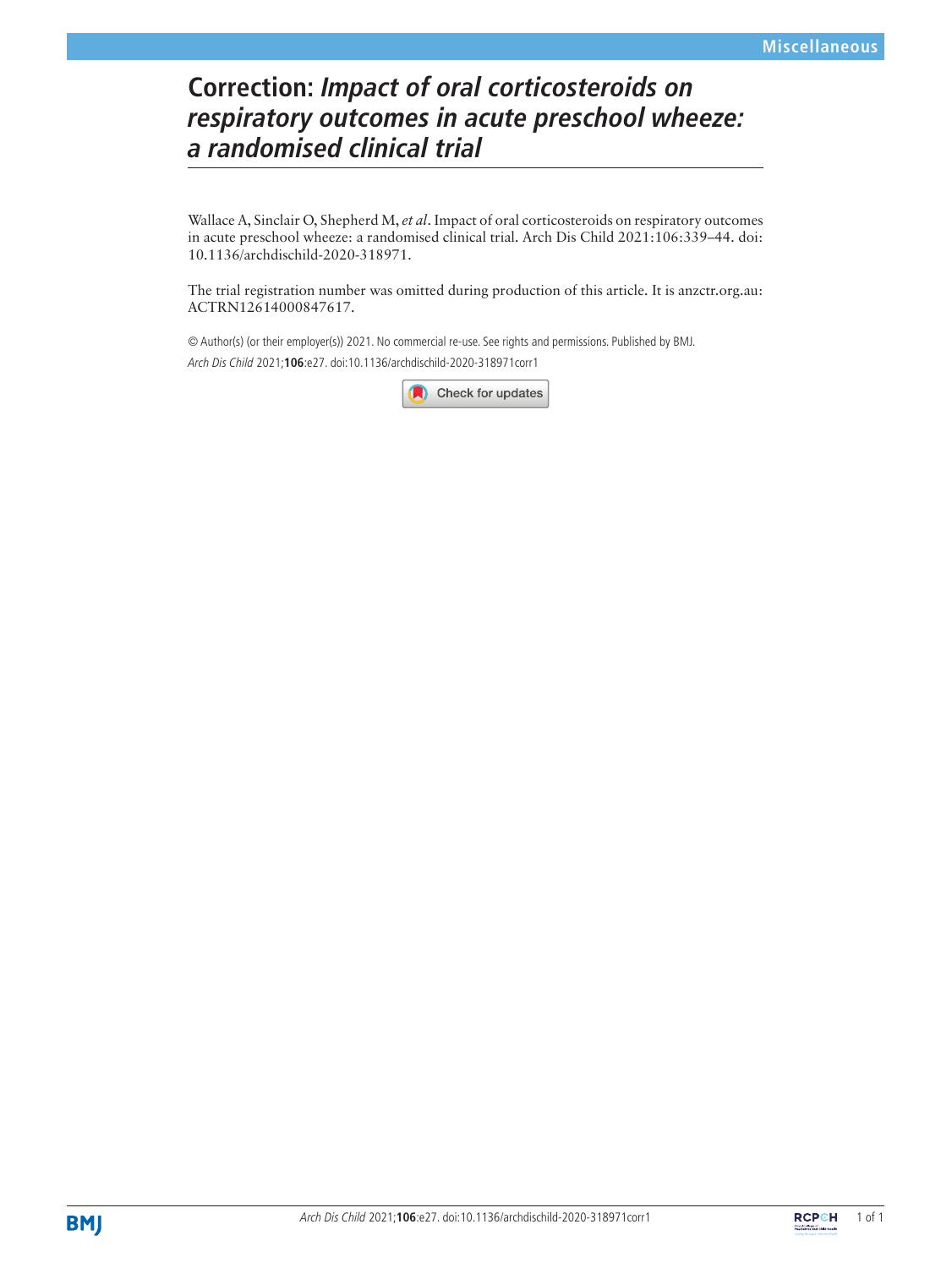# Correction: *Impact of oral corticosteroids on respiratory outcomes in acute preschool wheeze: a randomised clinical trial*

Wallace A, Sinclair O, Shepherd M, *et al*. Impact of oral corticosteroids on respiratory outcomes in acute preschool wheeze: a randomised clinical trial. Arch Dis Child 2021:106:339–44. doi: 10.1136/archdischild-2020-318971.

The trial registration number was omitted during production of this article. It is anzctr.org.au: ACTRN12614000847617.

© Author(s) (or their employer(s)) 2021. No commercial re-use. See rights and permissions. Published by BMJ.

*Arch Dis Child* 2021;**106**:e27. doi:10.1136/archdischild-2020-318971corr1